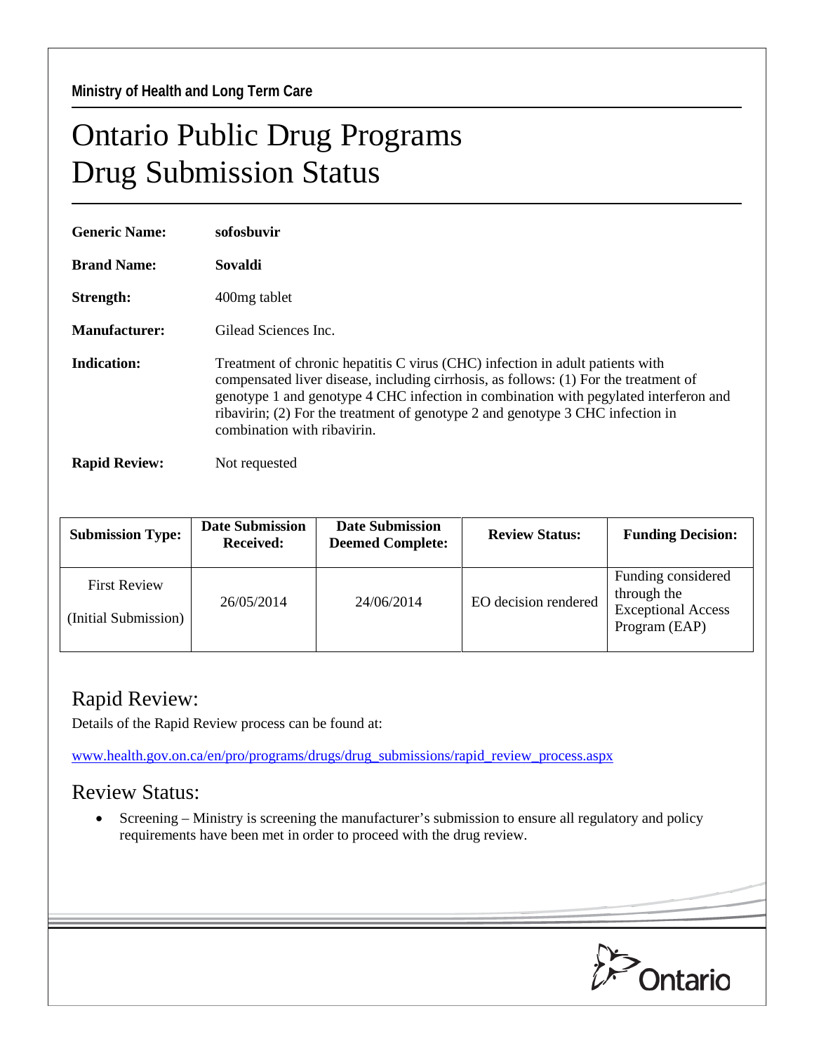Ministry of Health and Long Term Care

# Ontario Public Drug Programs
# Drug Submission Status

**Generic Name:** **sofosbuvir**

**Brand Name:** **Sovaldi**

**Strength:** 400mg tablet

**Manufacturer:** Gilead Sciences Inc.

**Indication:** Treatment of chronic hepatitis C virus (CHC) infection in adult patients with compensated liver disease, including cirrhosis, as follows: (1) For the treatment of genotype 1 and genotype 4 CHC infection in combination with pegylated interferon and ribavirin; (2) For the treatment of genotype 2 and genotype 3 CHC infection in combination with ribavirin.

**Rapid Review:** Not requested

| Submission Type: | Date Submission Received: | Date Submission Deemed Complete: | Review Status: | Funding Decision: |
|---|---|---|---|---|
| First Review (Initial Submission) | 26/05/2014 | 24/06/2014 | EO decision rendered | Funding considered through the Exceptional Access Program (EAP) |

## Rapid Review:

Details of the Rapid Review process can be found at:

www.health.gov.on.ca/en/pro/programs/drugs/drug_submissions/rapid_review_process.aspx

## Review Status:

- Screening – Ministry is screening the manufacturer's submission to ensure all regulatory and policy requirements have been met in order to proceed with the drug review.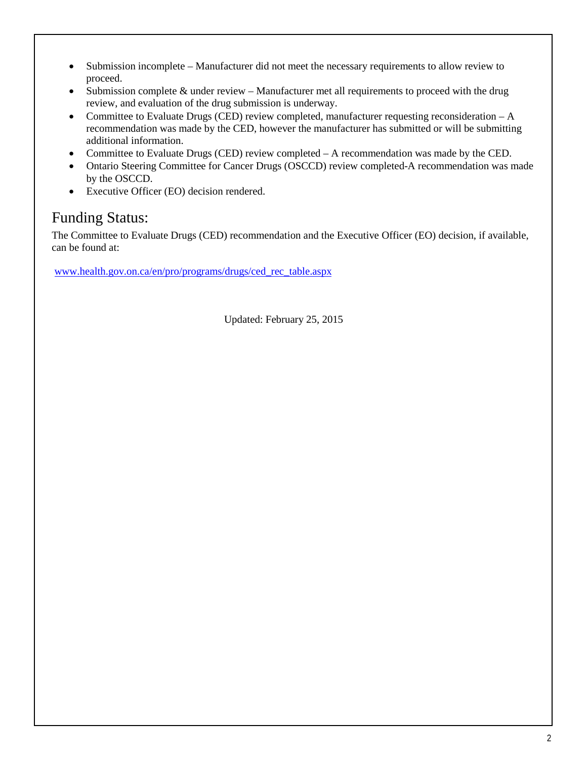- Submission incomplete – Manufacturer did not meet the necessary requirements to allow review to proceed.
- Submission complete & under review – Manufacturer met all requirements to proceed with the drug review, and evaluation of the drug submission is underway.
- Committee to Evaluate Drugs (CED) review completed, manufacturer requesting reconsideration – A recommendation was made by the CED, however the manufacturer has submitted or will be submitting additional information.
- Committee to Evaluate Drugs (CED) review completed – A recommendation was made by the CED.
- Ontario Steering Committee for Cancer Drugs (OSCCD) review completed-A recommendation was made by the OSCCD.
- Executive Officer (EO) decision rendered.

## Funding Status:

The Committee to Evaluate Drugs (CED) recommendation and the Executive Officer (EO) decision, if available, can be found at:

www.health.gov.on.ca/en/pro/programs/drugs/ced_rec_table.aspx

Updated: February 25, 2015